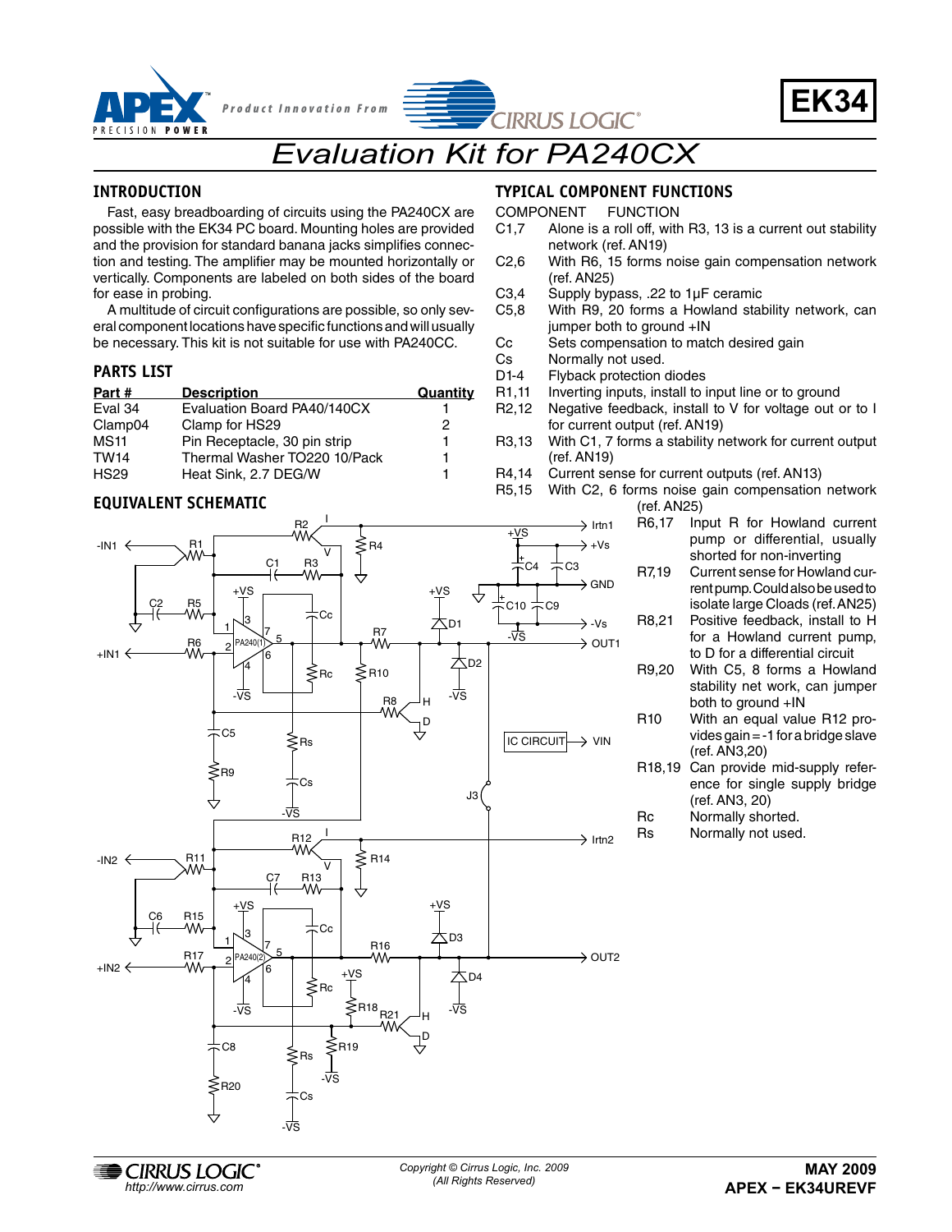# EK34

# Evaluation Kit for PA240CX

## INTRODUCTION

Fast, easy breadboarding of circuits using the PA240CX are possible with the EK34 PC board. Mounting holes are provided and the provision for standard banana jacks simplifies connection and testing. The amplifier may be mounted horizontally or vertically. Components are labeled on both sides of the board for ease in probing.

A multitude of circuit configurations are possible, so only several circuit component locations have specific functions and will usually be necessary. This kit is not suitable for use with PA240CC.

## PARTS LIST

| Part # | Description | Quantity |
|---|---|---|
| Eval 34 | Evaluation Board PA40/140CX | 1 |
| Clamp04 | Clamp for HS29 | 2 |
| MS11 | Pin Receptacle, 30 pin strip | 1 |
| TW14 | Thermal Washer TO220 10/Pack | 1 |
| HS29 | Heat Sink, 2.7 DEG/W | 1 |

## EQUIVALENT SCHEMATIC

## TYPICAL COMPONENT FUNCTIONS

| COMPONENT | FUNCTION |
|---|---|
| C1,7 | Alone is a roll off, with R3, 13 is a current out stability network (ref. AN19) |
| C2,6 | With R6, 15 forms noise gain compensation network (ref. AN25) |
| C3,4 | Supply bypass, .22 to 1µF ceramic |
| C5,8 | With R9, 20 forms a Howland stability network, can jumper both to ground +IN |
| Cc | Sets compensation to match desired gain |
| Cs | Normally not used. |
| D1-4 | Flyback protection diodes |
| R1,11 | Inverting inputs, install to input line or to ground |
| R2,12 | Negative feedback, install to V for voltage out or to I for current output (ref. AN19) |
| R3,13 | With C1, 7 forms a stability network for current output (ref. AN19) |
| R4,14 | Current sense for current outputs (ref. AN13) |
| R5,15 | With C2, 6 forms noise gain compensation network (ref. AN25) |
| R6,17 | Input R for Howland current pump or differential, usually shorted for non-inverting |
| R7,19 | Current sense for Howland current pump. Could also be used to isolate large Cloads (ref. AN25) |
| R8,21 | Positive feedback, install to H for a Howland current pump, to D for a differential circuit |
| R9,20 | With C5, 8 forms a Howland stability net work, can jumper both to ground +IN |
| R10 | With an equal value R12 provides gain = -1 for a bridge slave (ref. AN3,20) |
| R18,19 | Can provide mid-supply reference for single supply bridge (ref. AN3, 20) |
| Rc | Normally shorted. |
| Rs | Normally not used. |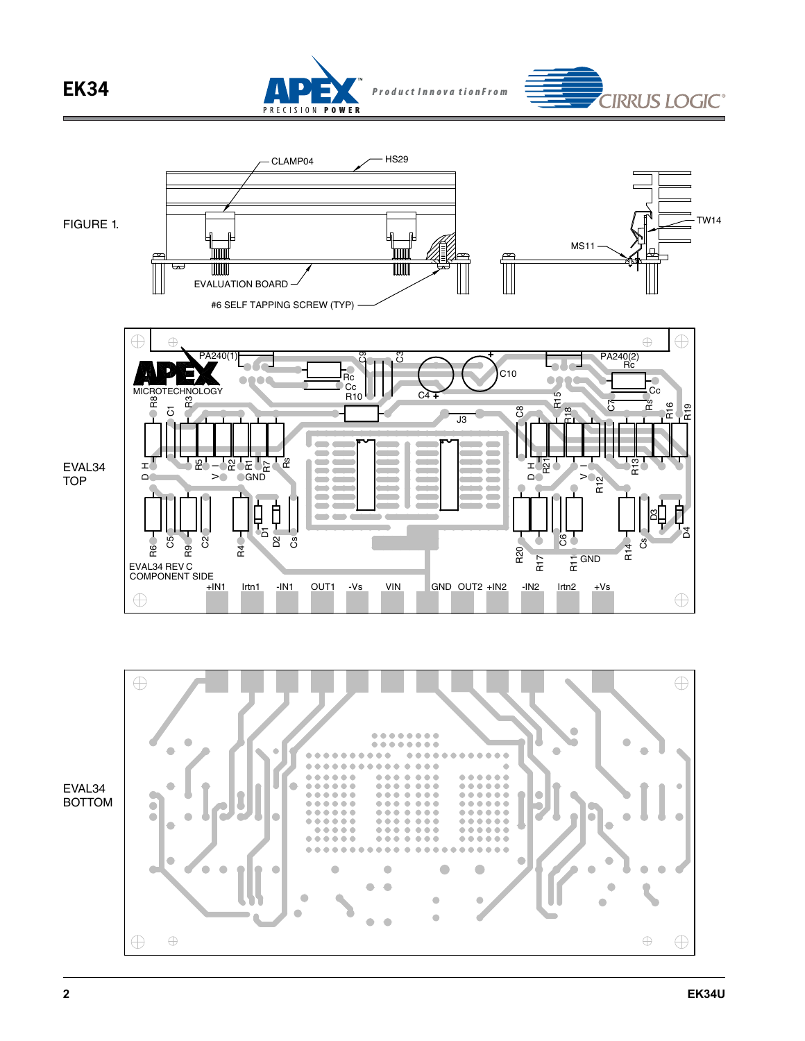FIGURE 1.

CLAMP04

HS29

EVALUATION BOARD

#6 SELF TAPPING SCREW (TYP)

MS11

TW14

EVAL34 TOP

EVAL34 REV C
COMPONENT SIDE

+IN1 Irtn1 -IN1 OUT1 -Vs VIN GND OUT2 +IN2 -IN2 Irtn2 +Vs

EVAL34 BOTTOM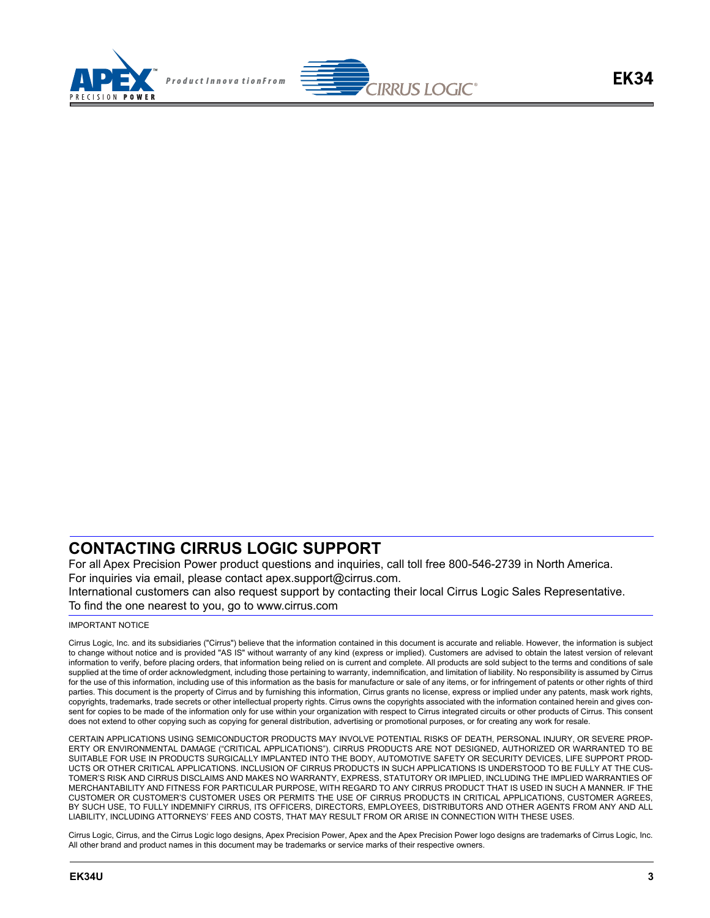## CONTACTING CIRRUS LOGIC SUPPORT

For all Apex Precision Power product questions and inquiries, call toll free 800-546-2739 in North America.
For inquiries via email, please contact apex.support@cirrus.com.
International customers can also request support by contacting their local Cirrus Logic Sales Representative.
To find the one nearest to you, go to www.cirrus.com

IMPORTANT NOTICE

Cirrus Logic, Inc. and its subsidiaries ("Cirrus") believe that the information contained in this document is accurate and reliable. However, the information is subject to change without notice and is provided "AS IS" without warranty of any kind (express or implied). Customers are advised to obtain the latest version of relevant information to verify, before placing orders, that information being relied on is current and complete. All products are sold subject to the terms and conditions of sale supplied at the time of order acknowledgment, including those pertaining to warranty, indemnification, and limitation of liability. No responsibility is assumed by Cirrus for the use of this information, including use of this information as the basis for manufacture or sale of any items, or for infringement of patents or other rights of third parties. This document is the property of Cirrus and by furnishing this information, Cirrus grants no license, express or implied under any patents, mask work rights, copyrights, trademarks, trade secrets or other intellectual property rights. Cirrus owns the copyrights associated with the information contained herein and gives consent for copies to be made of the information only for use within your organization with respect to Cirrus integrated circuits or other products of Cirrus. This consent does not extend to other copying such as copying for general distribution, advertising or promotional purposes, or for creating any work for resale.

CERTAIN APPLICATIONS USING SEMICONDUCTOR PRODUCTS MAY INVOLVE POTENTIAL RISKS OF DEATH, PERSONAL INJURY, OR SEVERE PROPERTY OR ENVIRONMENTAL DAMAGE ("CRITICAL APPLICATIONS"). CIRRUS PRODUCTS ARE NOT DESIGNED, AUTHORIZED OR WARRANTED TO BE SUITABLE FOR USE IN PRODUCTS SURGICALLY IMPLANTED INTO THE BODY, AUTOMOTIVE SAFETY OR SECURITY DEVICES, LIFE SUPPORT PRODUCTS OR OTHER CRITICAL APPLICATIONS. INCLUSION OF CIRRUS PRODUCTS IN SUCH APPLICATIONS IS UNDERSTOOD TO BE FULLY AT THE CUSTOMER'S RISK AND CIRRUS DISCLAIMS AND MAKES NO WARRANTY, EXPRESS, STATUTORY OR IMPLIED, INCLUDING THE IMPLIED WARRANTIES OF MERCHANTABILITY AND FITNESS FOR PARTICULAR PURPOSE, WITH REGARD TO ANY CIRRUS PRODUCT THAT IS USED IN SUCH A MANNER. IF THE CUSTOMER OR CUSTOMER'S CUSTOMER USES OR PERMITS THE USE OF CIRRUS PRODUCTS IN CRITICAL APPLICATIONS, CUSTOMER AGREES, BY SUCH USE, TO FULLY INDEMNIFY CIRRUS, ITS OFFICERS, DIRECTORS, EMPLOYEES, DISTRIBUTORS AND OTHER AGENTS FROM ANY AND ALL LIABILITY, INCLUDING ATTORNEYS' FEES AND COSTS, THAT MAY RESULT FROM OR ARISE IN CONNECTION WITH THESE USES.

Cirrus Logic, Cirrus, and the Cirrus Logic logo designs, Apex Precision Power, Apex and the Apex Precision Power logo designs are trademarks of Cirrus Logic, Inc. All other brand and product names in this document may be trademarks or service marks of their respective owners.